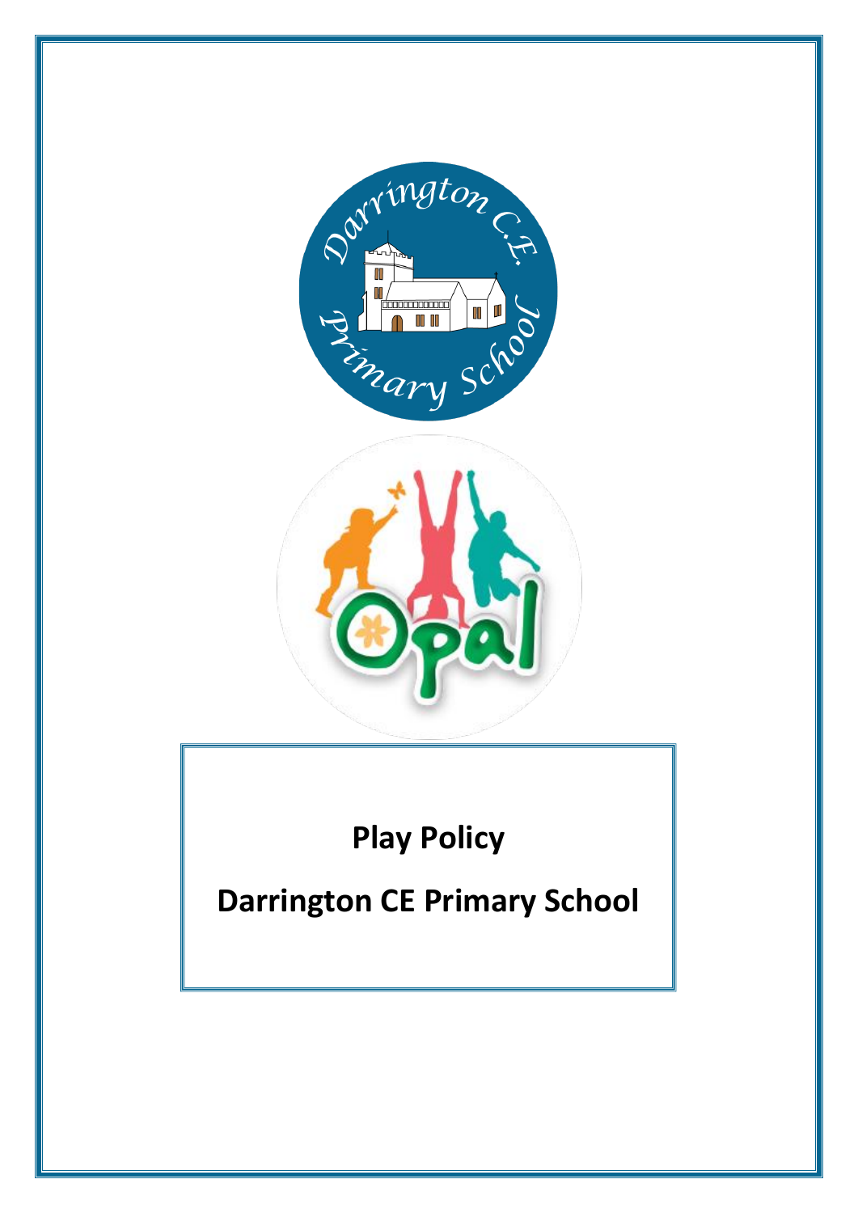# Play Policy

# Darrington CE Primary School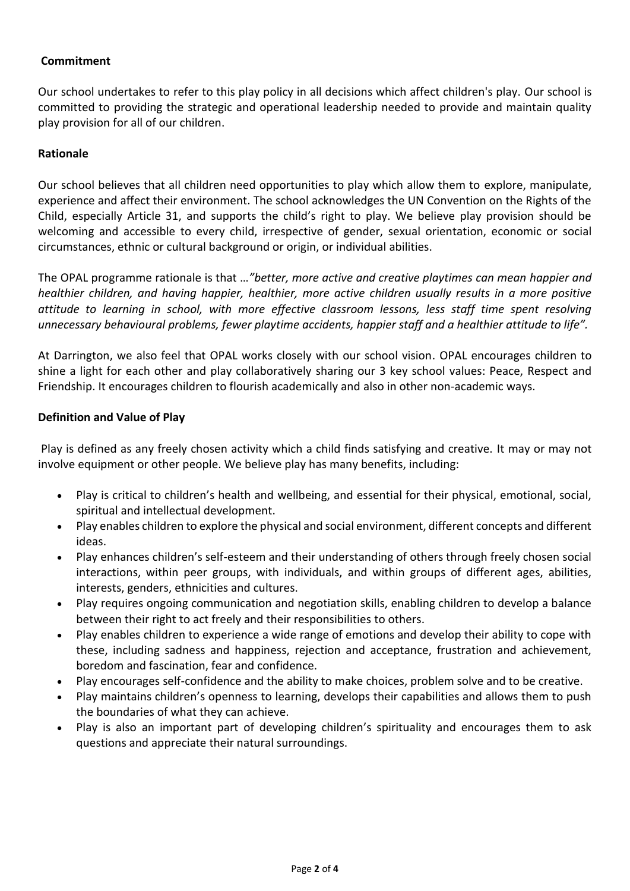**Commitment**

Our school undertakes to refer to this play policy in all decisions which affect children's play. Our school is committed to providing the strategic and operational leadership needed to provide and maintain quality play provision for all of our children.

**Rationale**

Our school believes that all children need opportunities to play which allow them to explore, manipulate, experience and affect their environment. The school acknowledges the UN Convention on the Rights of the Child, especially Article 31, and supports the child's right to play. We believe play provision should be welcoming and accessible to every child, irrespective of gender, sexual orientation, economic or social circumstances, ethnic or cultural background or origin, or individual abilities.

The OPAL programme rationale is that …*"better, more active and creative playtimes can mean happier and healthier children, and having happier, healthier, more active children usually results in a more positive attitude to learning in school, with more effective classroom lessons, less staff time spent resolving unnecessary behavioural problems, fewer playtime accidents, happier staff and a healthier attitude to life".*

At Darrington, we also feel that OPAL works closely with our school vision. OPAL encourages children to shine a light for each other and play collaboratively sharing our 3 key school values: Peace, Respect and Friendship. It encourages children to flourish academically and also in other non-academic ways.

**Definition and Value of Play**

Play is defined as any freely chosen activity which a child finds satisfying and creative. It may or may not involve equipment or other people. We believe play has many benefits, including:

- Play is critical to children's health and wellbeing, and essential for their physical, emotional, social, spiritual and intellectual development.
- Play enables children to explore the physical and social environment, different concepts and different ideas.
- Play enhances children's self-esteem and their understanding of others through freely chosen social interactions, within peer groups, with individuals, and within groups of different ages, abilities, interests, genders, ethnicities and cultures.
- Play requires ongoing communication and negotiation skills, enabling children to develop a balance between their right to act freely and their responsibilities to others.
- Play enables children to experience a wide range of emotions and develop their ability to cope with these, including sadness and happiness, rejection and acceptance, frustration and achievement, boredom and fascination, fear and confidence.
- Play encourages self-confidence and the ability to make choices, problem solve and to be creative.
- Play maintains children's openness to learning, develops their capabilities and allows them to push the boundaries of what they can achieve.
- Play is also an important part of developing children's spirituality and encourages them to ask questions and appreciate their natural surroundings.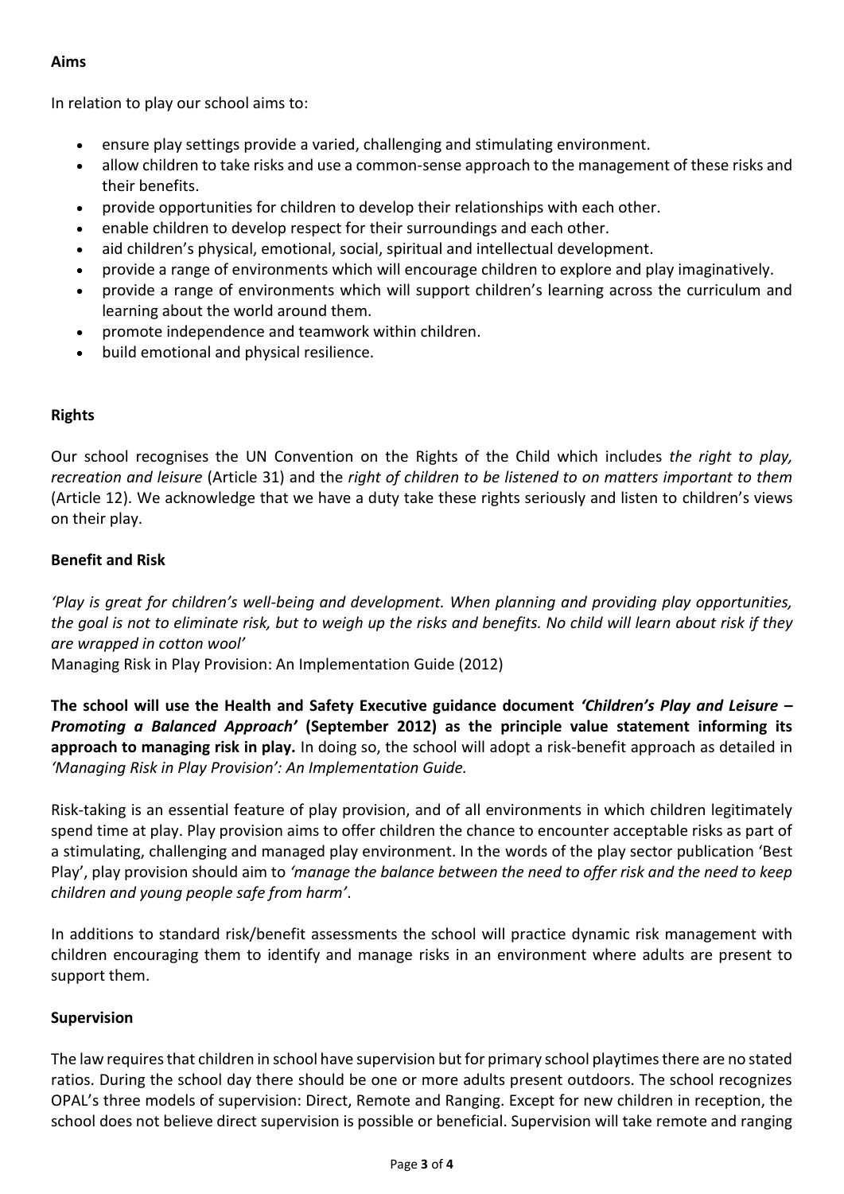**Aims**

In relation to play our school aims to:

- ensure play settings provide a varied, challenging and stimulating environment.
- allow children to take risks and use a common-sense approach to the management of these risks and their benefits.
- provide opportunities for children to develop their relationships with each other.
- enable children to develop respect for their surroundings and each other.
- aid children's physical, emotional, social, spiritual and intellectual development.
- provide a range of environments which will encourage children to explore and play imaginatively.
- provide a range of environments which will support children's learning across the curriculum and learning about the world around them.
- promote independence and teamwork within children.
- build emotional and physical resilience.

**Rights**

Our school recognises the UN Convention on the Rights of the Child which includes *the right to play, recreation and leisure* (Article 31) and the *right of children to be listened to on matters important to them* (Article 12). We acknowledge that we have a duty take these rights seriously and listen to children's views on their play.

**Benefit and Risk**

*'Play is great for children's well-being and development. When planning and providing play opportunities, the goal is not to eliminate risk, but to weigh up the risks and benefits. No child will learn about risk if they are wrapped in cotton wool'*
Managing Risk in Play Provision: An Implementation Guide (2012)

**The school will use the Health and Safety Executive guidance document *'Children's Play and Leisure – Promoting a Balanced Approach'* (September 2012) as the principle value statement informing its approach to managing risk in play.** In doing so, the school will adopt a risk-benefit approach as detailed in *'Managing Risk in Play Provision': An Implementation Guide.*

Risk-taking is an essential feature of play provision, and of all environments in which children legitimately spend time at play. Play provision aims to offer children the chance to encounter acceptable risks as part of a stimulating, challenging and managed play environment. In the words of the play sector publication 'Best Play', play provision should aim to *'manage the balance between the need to offer risk and the need to keep children and young people safe from harm'*.

In additions to standard risk/benefit assessments the school will practice dynamic risk management with children encouraging them to identify and manage risks in an environment where adults are present to support them.

**Supervision**

The law requires that children in school have supervision but for primary school playtimes there are no stated ratios. During the school day there should be one or more adults present outdoors. The school recognizes OPAL's three models of supervision: Direct, Remote and Ranging. Except for new children in reception, the school does not believe direct supervision is possible or beneficial. Supervision will take remote and ranging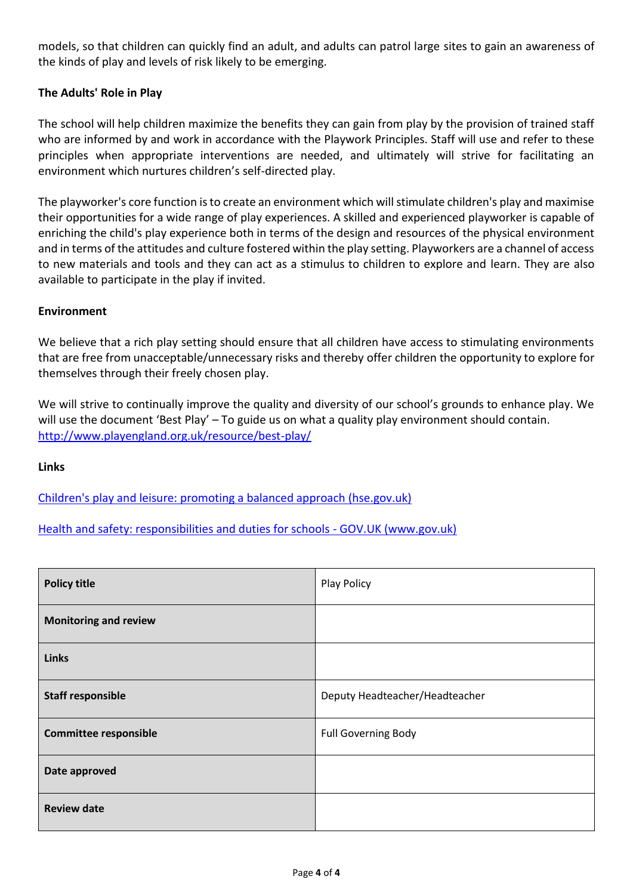models, so that children can quickly find an adult, and adults can patrol large sites to gain an awareness of the kinds of play and levels of risk likely to be emerging.

**The Adults' Role in Play**

The school will help children maximize the benefits they can gain from play by the provision of trained staff who are informed by and work in accordance with the Playwork Principles. Staff will use and refer to these principles when appropriate interventions are needed, and ultimately will strive for facilitating an environment which nurtures children's self-directed play.

The playworker's core function is to create an environment which will stimulate children's play and maximise their opportunities for a wide range of play experiences. A skilled and experienced playworker is capable of enriching the child's play experience both in terms of the design and resources of the physical environment and in terms of the attitudes and culture fostered within the play setting. Playworkers are a channel of access to new materials and tools and they can act as a stimulus to children to explore and learn. They are also available to participate in the play if invited.

**Environment**

We believe that a rich play setting should ensure that all children have access to stimulating environments that are free from unacceptable/unnecessary risks and thereby offer children the opportunity to explore for themselves through their freely chosen play.

We will strive to continually improve the quality and diversity of our school's grounds to enhance play. We will use the document 'Best Play' – To guide us on what a quality play environment should contain.
[http://www.playengland.org.uk/resource/best-play/](http://www.playengland.org.uk/resource/best-play/)

**Links**

[Children's play and leisure: promoting a balanced approach (hse.gov.uk)](#)

[Health and safety: responsibilities and duties for schools - GOV.UK (www.gov.uk)](#)

| | |
|---|---|
| **Policy title** | Play Policy |
| **Monitoring and review** | |
| **Links** | |
| **Staff responsible** | Deputy Headteacher/Headteacher |
| **Committee responsible** | Full Governing Body |
| **Date approved** | |
| **Review date** | |